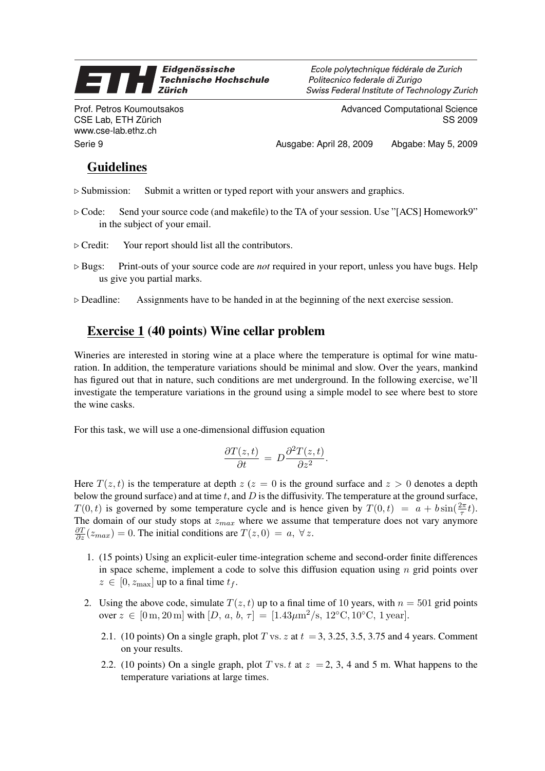Eidgenössische Technische Hochschule Zürich

Ecole polytechnique fédérale de Zurich
Politecnico federale di Zurigo
Swiss Federal Institute of Technology Zurich

Prof. Petros Koumoutsakos
CSE Lab, ETH Zürich
www.cse-lab.ethz.ch

Advanced Computational Science
SS 2009

Serie 9 Ausgabe: April 28, 2009 Abgabe: May 5, 2009

## Guidelines

▷ Submission: Submit a written or typed report with your answers and graphics.

▷ Code: Send your source code (and makefile) to the TA of your session. Use "[ACS] Homework9" in the subject of your email.

▷ Credit: Your report should list all the contributors.

▷ Bugs: Print-outs of your source code are *not* required in your report, unless you have bugs. Help us give you partial marks.

▷ Deadline: Assignments have to be handed in at the beginning of the next exercise session.

## Exercise 1 (40 points) Wine cellar problem

Wineries are interested in storing wine at a place where the temperature is optimal for wine maturation. In addition, the temperature variations should be minimal and slow. Over the years, mankind has figured out that in nature, such conditions are met underground. In the following exercise, we'll investigate the temperature variations in the ground using a simple model to see where best to store the wine casks.

For this task, we will use a one-dimensional diffusion equation

$$\frac{\partial T(z,t)}{\partial t} = D\frac{\partial^2 T(z,t)}{\partial z^2}.$$

Here $T(z,t)$ is the temperature at depth $z$ ($z = 0$ is the ground surface and $z > 0$ denotes a depth below the ground surface) and at time $t$, and $D$ is the diffusivity. The temperature at the ground surface, $T(0,t)$ is governed by some temperature cycle and is hence given by $T(0,t) = a + b\sin(\frac{2\pi}{\tau}t)$. The domain of our study stops at $z_{max}$ where we assume that temperature does not vary anymore $\frac{\partial T}{\partial z}(z_{max}) = 0$. The initial conditions are $T(z,0) = a, \ \forall z$.

1. (15 points) Using an explicit-euler time-integration scheme and second-order finite differences in space scheme, implement a code to solve this diffusion equation using $n$ grid points over $z \in [0, z_{\max}]$ up to a final time $t_f$.

2. Using the above code, simulate $T(z,t)$ up to a final time of 10 years, with $n = 501$ grid points over $z \in [0\,\text{m}, 20\,\text{m}]$ with $[D,\ a,\ b,\ \tau] = [1.43\mu\text{m}^2/\text{s},\ 12°\text{C}, 10°\text{C},\ 1\,\text{year}]$.

   2.1. (10 points) On a single graph, plot $T$ vs. $z$ at $t$ = 3, 3.25, 3.5, 3.75 and 4 years. Comment on your results.

   2.2. (10 points) On a single graph, plot $T$ vs. $t$ at $z$ = 2, 3, 4 and 5 m. What happens to the temperature variations at large times.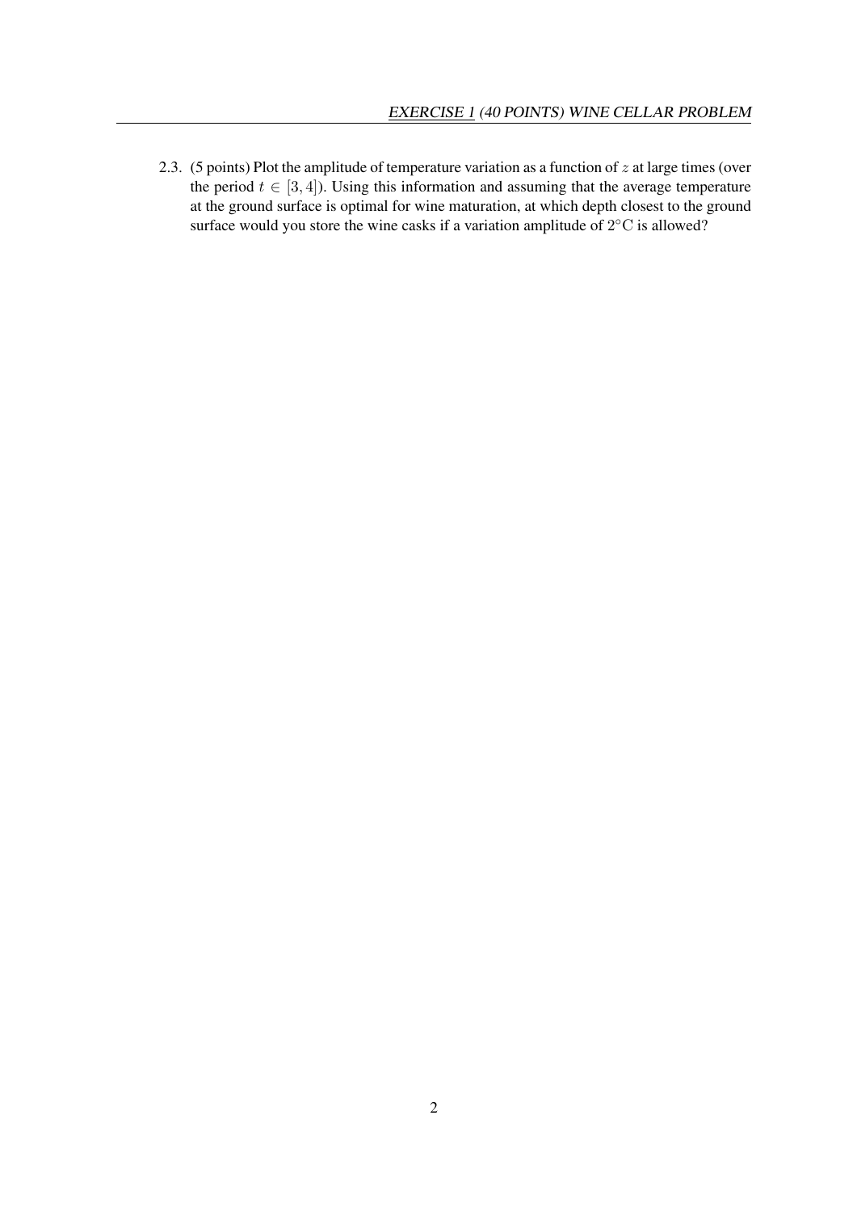2.3. (5 points) Plot the amplitude of temperature variation as a function of $z$ at large times (over the period $t \in [3, 4]$). Using this information and assuming that the average temperature at the ground surface is optimal for wine maturation, at which depth closest to the ground surface would you store the wine casks if a variation amplitude of $2^{\circ}\mathrm{C}$ is allowed?